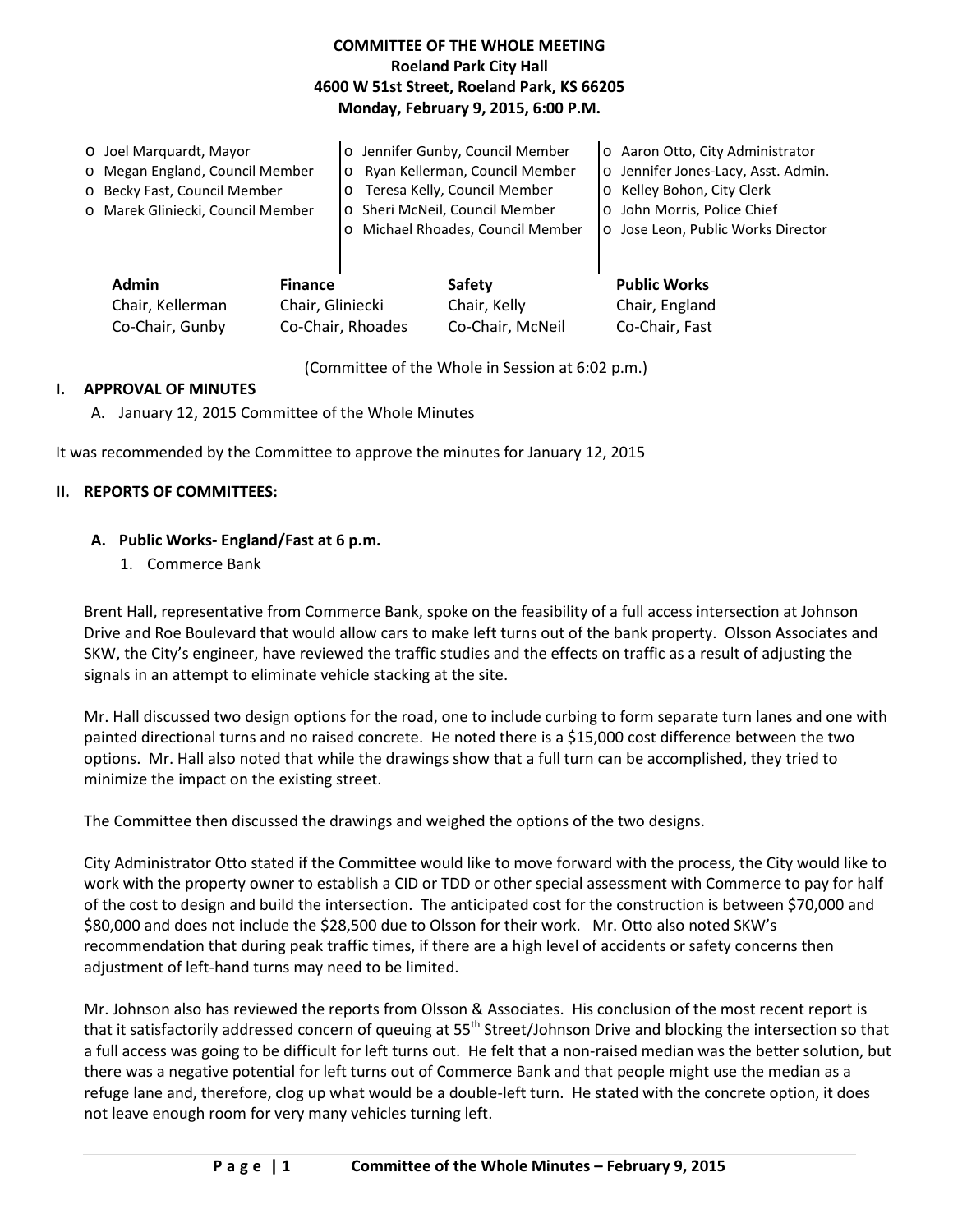**COMMITTEE OF THE WHOLE MEETING**
**Roeland Park City Hall**
**4600 W 51st Street, Roeland Park, KS 66205**
**Monday, February 9, 2015, 6:00 P.M.**

- o Joel Marquardt, Mayor
- o Megan England, Council Member
- o Becky Fast, Council Member
- o Marek Gliniecki, Council Member
- o Jennifer Gunby, Council Member
- o Ryan Kellerman, Council Member
- o Teresa Kelly, Council Member
- o Sheri McNeil, Council Member
- o Michael Rhoades, Council Member
- o Aaron Otto, City Administrator
- o Jennifer Jones-Lacy, Asst. Admin.
- o Kelley Bohon, City Clerk
- o John Morris, Police Chief
- o Jose Leon, Public Works Director

| Admin | Finance | Safety | Public Works |
|---|---|---|---|
| Chair, Kellerman | Chair, Gliniecki | Chair, Kelly | Chair, England |
| Co-Chair, Gunby | Co-Chair, Rhoades | Co-Chair, McNeil | Co-Chair, Fast |

(Committee of the Whole in Session at 6:02 p.m.)

## I. APPROVAL OF MINUTES

A. January 12, 2015 Committee of the Whole Minutes

It was recommended by the Committee to approve the minutes for January 12, 2015

## II. REPORTS OF COMMITTEES:

### A. Public Works- England/Fast at 6 p.m.

1. Commerce Bank

Brent Hall, representative from Commerce Bank, spoke on the feasibility of a full access intersection at Johnson Drive and Roe Boulevard that would allow cars to make left turns out of the bank property. Olsson Associates and SKW, the City's engineer, have reviewed the traffic studies and the effects on traffic as a result of adjusting the signals in an attempt to eliminate vehicle stacking at the site.

Mr. Hall discussed two design options for the road, one to include curbing to form separate turn lanes and one with painted directional turns and no raised concrete. He noted there is a $15,000 cost difference between the two options. Mr. Hall also noted that while the drawings show that a full turn can be accomplished, they tried to minimize the impact on the existing street.

The Committee then discussed the drawings and weighed the options of the two designs.

City Administrator Otto stated if the Committee would like to move forward with the process, the City would like to work with the property owner to establish a CID or TDD or other special assessment with Commerce to pay for half of the cost to design and build the intersection. The anticipated cost for the construction is between $70,000 and $80,000 and does not include the $28,500 due to Olsson for their work. Mr. Otto also noted SKW's recommendation that during peak traffic times, if there are a high level of accidents or safety concerns then adjustment of left-hand turns may need to be limited.

Mr. Johnson also has reviewed the reports from Olsson & Associates. His conclusion of the most recent report is that it satisfactorily addressed concern of queuing at 55th Street/Johnson Drive and blocking the intersection so that a full access was going to be difficult for left turns out. He felt that a non-raised median was the better solution, but there was a negative potential for left turns out of Commerce Bank and that people might use the median as a refuge lane and, therefore, clog up what would be a double-left turn. He stated with the concrete option, it does not leave enough room for very many vehicles turning left.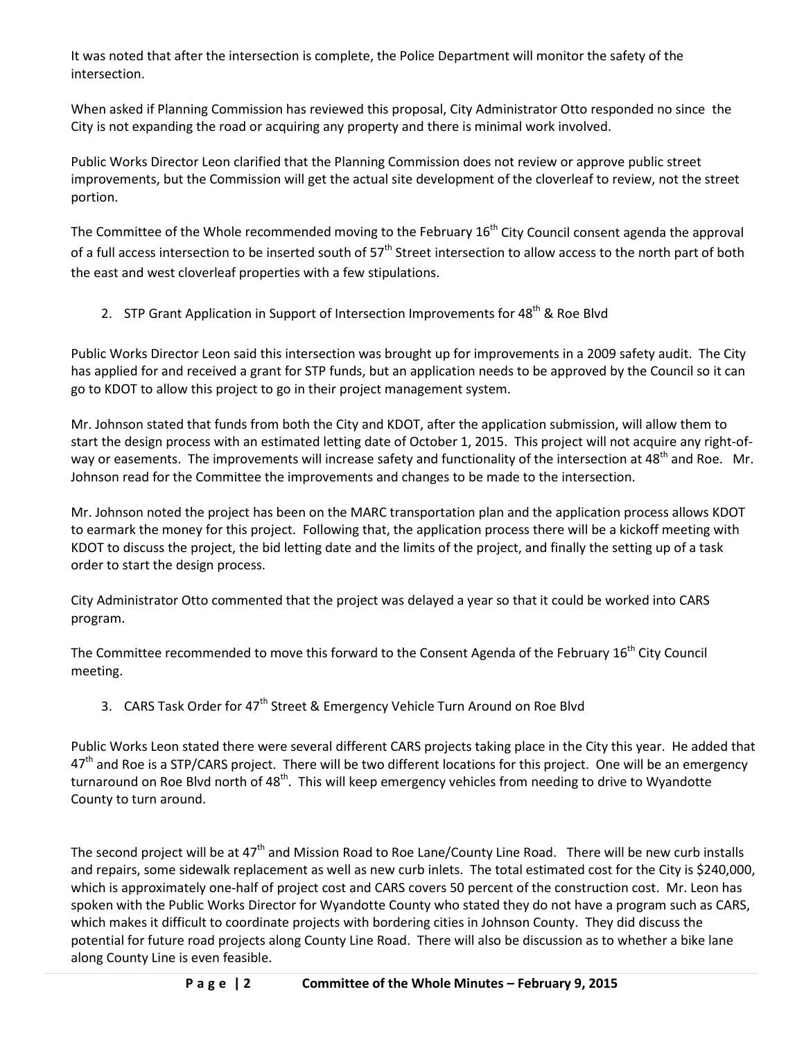It was noted that after the intersection is complete, the Police Department will monitor the safety of the intersection.

When asked if Planning Commission has reviewed this proposal, City Administrator Otto responded no since the City is not expanding the road or acquiring any property and there is minimal work involved.

Public Works Director Leon clarified that the Planning Commission does not review or approve public street improvements, but the Commission will get the actual site development of the cloverleaf to review, not the street portion.

The Committee of the Whole recommended moving to the February 16th City Council consent agenda the approval of a full access intersection to be inserted south of 57th Street intersection to allow access to the north part of both the east and west cloverleaf properties with a few stipulations.

2. STP Grant Application in Support of Intersection Improvements for 48th & Roe Blvd

Public Works Director Leon said this intersection was brought up for improvements in a 2009 safety audit. The City has applied for and received a grant for STP funds, but an application needs to be approved by the Council so it can go to KDOT to allow this project to go in their project management system.

Mr. Johnson stated that funds from both the City and KDOT, after the application submission, will allow them to start the design process with an estimated letting date of October 1, 2015. This project will not acquire any right-of-way or easements. The improvements will increase safety and functionality of the intersection at 48th and Roe. Mr. Johnson read for the Committee the improvements and changes to be made to the intersection.

Mr. Johnson noted the project has been on the MARC transportation plan and the application process allows KDOT to earmark the money for this project. Following that, the application process there will be a kickoff meeting with KDOT to discuss the project, the bid letting date and the limits of the project, and finally the setting up of a task order to start the design process.

City Administrator Otto commented that the project was delayed a year so that it could be worked into CARS program.

The Committee recommended to move this forward to the Consent Agenda of the February 16th City Council meeting.

3. CARS Task Order for 47th Street & Emergency Vehicle Turn Around on Roe Blvd

Public Works Leon stated there were several different CARS projects taking place in the City this year. He added that 47th and Roe is a STP/CARS project. There will be two different locations for this project. One will be an emergency turnaround on Roe Blvd north of 48th. This will keep emergency vehicles from needing to drive to Wyandotte County to turn around.

The second project will be at 47th and Mission Road to Roe Lane/County Line Road. There will be new curb installs and repairs, some sidewalk replacement as well as new curb inlets. The total estimated cost for the City is $240,000, which is approximately one-half of project cost and CARS covers 50 percent of the construction cost. Mr. Leon has spoken with the Public Works Director for Wyandotte County who stated they do not have a program such as CARS, which makes it difficult to coordinate projects with bordering cities in Johnson County. They did discuss the potential for future road projects along County Line Road. There will also be discussion as to whether a bike lane along County Line is even feasible.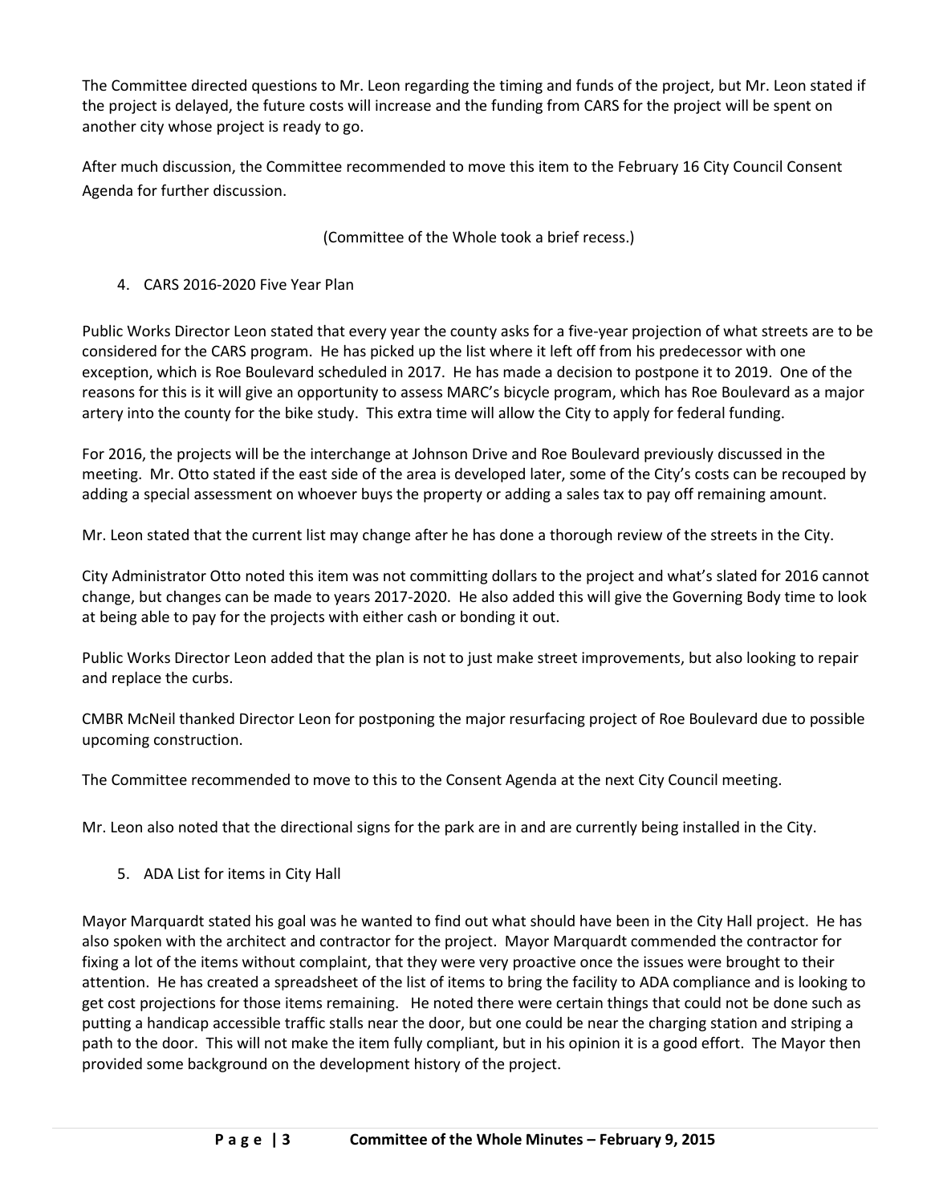The Committee directed questions to Mr. Leon regarding the timing and funds of the project, but Mr. Leon stated if the project is delayed, the future costs will increase and the funding from CARS for the project will be spent on another city whose project is ready to go.

After much discussion, the Committee recommended to move this item to the February 16 City Council Consent Agenda for further discussion.

(Committee of the Whole took a brief recess.)

4. CARS 2016-2020 Five Year Plan

Public Works Director Leon stated that every year the county asks for a five-year projection of what streets are to be considered for the CARS program. He has picked up the list where it left off from his predecessor with one exception, which is Roe Boulevard scheduled in 2017. He has made a decision to postpone it to 2019. One of the reasons for this is it will give an opportunity to assess MARC's bicycle program, which has Roe Boulevard as a major artery into the county for the bike study. This extra time will allow the City to apply for federal funding.

For 2016, the projects will be the interchange at Johnson Drive and Roe Boulevard previously discussed in the meeting. Mr. Otto stated if the east side of the area is developed later, some of the City's costs can be recouped by adding a special assessment on whoever buys the property or adding a sales tax to pay off remaining amount.

Mr. Leon stated that the current list may change after he has done a thorough review of the streets in the City.

City Administrator Otto noted this item was not committing dollars to the project and what's slated for 2016 cannot change, but changes can be made to years 2017-2020. He also added this will give the Governing Body time to look at being able to pay for the projects with either cash or bonding it out.

Public Works Director Leon added that the plan is not to just make street improvements, but also looking to repair and replace the curbs.

CMBR McNeil thanked Director Leon for postponing the major resurfacing project of Roe Boulevard due to possible upcoming construction.

The Committee recommended to move to this to the Consent Agenda at the next City Council meeting.

Mr. Leon also noted that the directional signs for the park are in and are currently being installed in the City.

5. ADA List for items in City Hall

Mayor Marquardt stated his goal was he wanted to find out what should have been in the City Hall project. He has also spoken with the architect and contractor for the project. Mayor Marquardt commended the contractor for fixing a lot of the items without complaint, that they were very proactive once the issues were brought to their attention. He has created a spreadsheet of the list of items to bring the facility to ADA compliance and is looking to get cost projections for those items remaining. He noted there were certain things that could not be done such as putting a handicap accessible traffic stalls near the door, but one could be near the charging station and striping a path to the door. This will not make the item fully compliant, but in his opinion it is a good effort. The Mayor then provided some background on the development history of the project.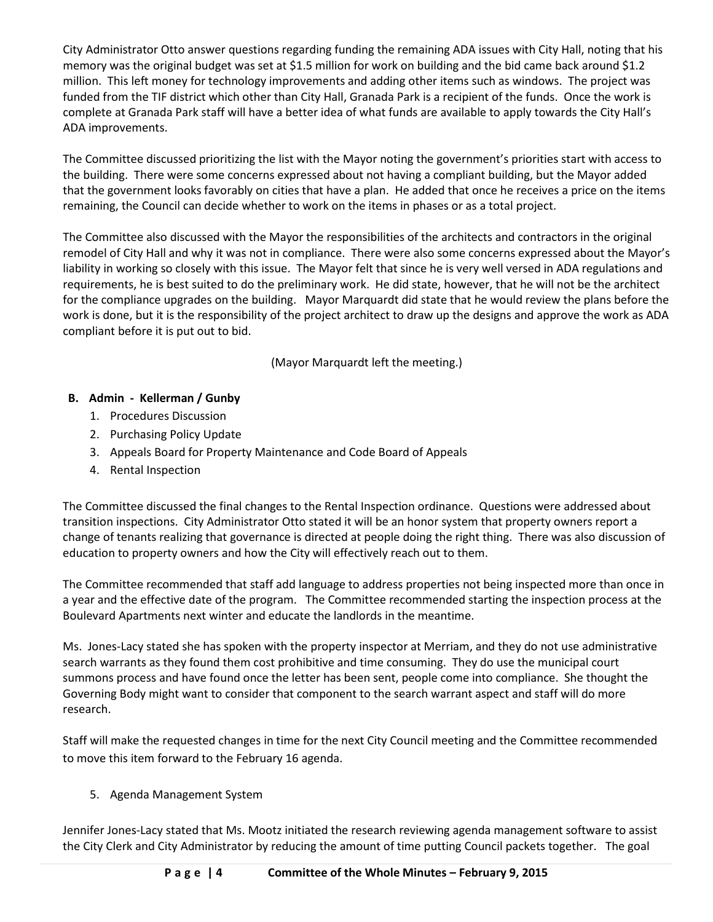City Administrator Otto answer questions regarding funding the remaining ADA issues with City Hall, noting that his memory was the original budget was set at $1.5 million for work on building and the bid came back around $1.2 million. This left money for technology improvements and adding other items such as windows. The project was funded from the TIF district which other than City Hall, Granada Park is a recipient of the funds. Once the work is complete at Granada Park staff will have a better idea of what funds are available to apply towards the City Hall's ADA improvements.

The Committee discussed prioritizing the list with the Mayor noting the government's priorities start with access to the building. There were some concerns expressed about not having a compliant building, but the Mayor added that the government looks favorably on cities that have a plan. He added that once he receives a price on the items remaining, the Council can decide whether to work on the items in phases or as a total project.

The Committee also discussed with the Mayor the responsibilities of the architects and contractors in the original remodel of City Hall and why it was not in compliance. There were also some concerns expressed about the Mayor's liability in working so closely with this issue. The Mayor felt that since he is very well versed in ADA regulations and requirements, he is best suited to do the preliminary work. He did state, however, that he will not be the architect for the compliance upgrades on the building. Mayor Marquardt did state that he would review the plans before the work is done, but it is the responsibility of the project architect to draw up the designs and approve the work as ADA compliant before it is put out to bid.

(Mayor Marquardt left the meeting.)

**B. Admin - Kellerman / Gunby**

1. Procedures Discussion
2. Purchasing Policy Update
3. Appeals Board for Property Maintenance and Code Board of Appeals
4. Rental Inspection

The Committee discussed the final changes to the Rental Inspection ordinance. Questions were addressed about transition inspections. City Administrator Otto stated it will be an honor system that property owners report a change of tenants realizing that governance is directed at people doing the right thing. There was also discussion of education to property owners and how the City will effectively reach out to them.

The Committee recommended that staff add language to address properties not being inspected more than once in a year and the effective date of the program. The Committee recommended starting the inspection process at the Boulevard Apartments next winter and educate the landlords in the meantime.

Ms. Jones-Lacy stated she has spoken with the property inspector at Merriam, and they do not use administrative search warrants as they found them cost prohibitive and time consuming. They do use the municipal court summons process and have found once the letter has been sent, people come into compliance. She thought the Governing Body might want to consider that component to the search warrant aspect and staff will do more research.

Staff will make the requested changes in time for the next City Council meeting and the Committee recommended to move this item forward to the February 16 agenda.

5. Agenda Management System

Jennifer Jones-Lacy stated that Ms. Mootz initiated the research reviewing agenda management software to assist the City Clerk and City Administrator by reducing the amount of time putting Council packets together. The goal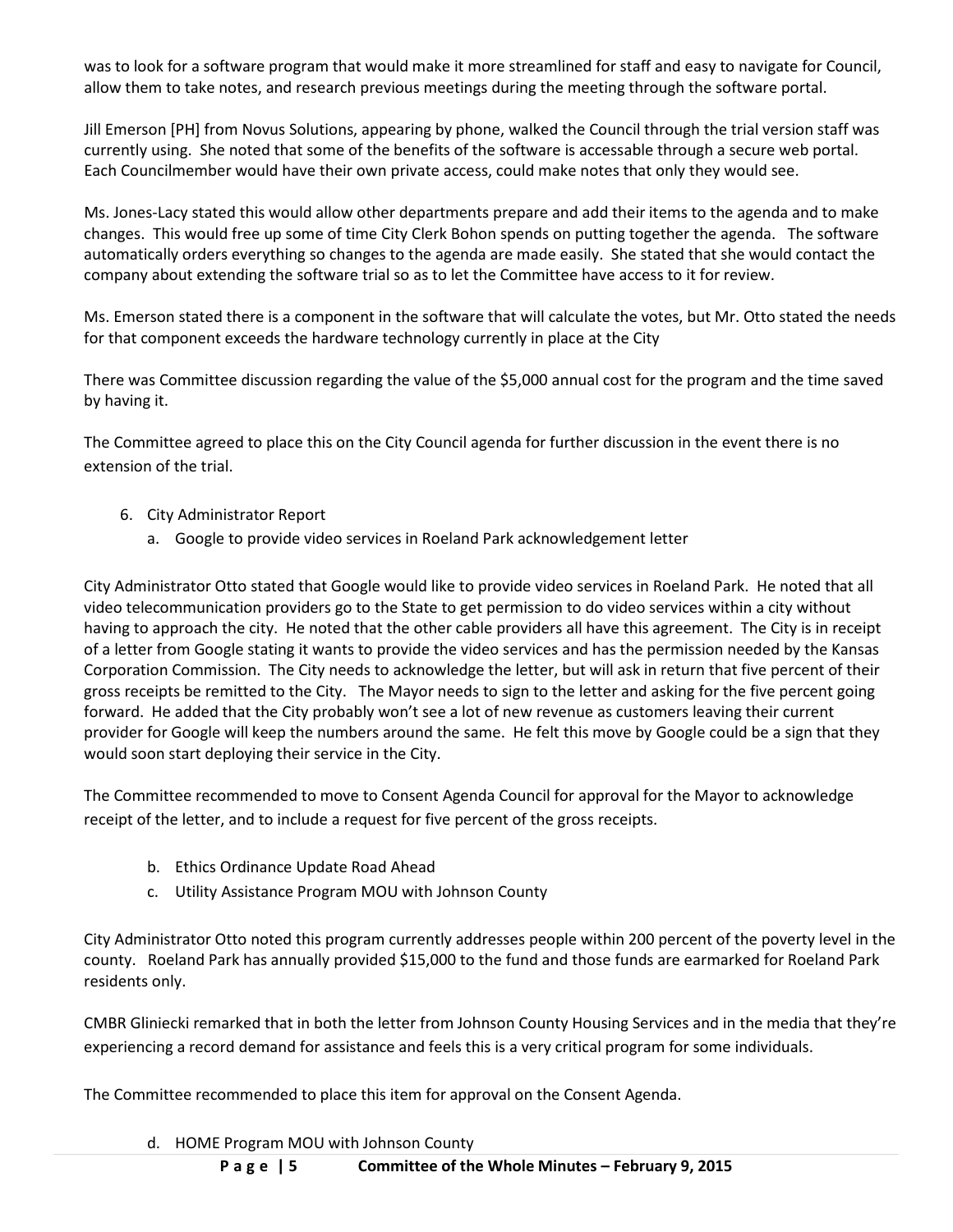was to look for a software program that would make it more streamlined for staff and easy to navigate for Council, allow them to take notes, and research previous meetings during the meeting through the software portal.

Jill Emerson [PH] from Novus Solutions, appearing by phone, walked the Council through the trial version staff was currently using. She noted that some of the benefits of the software is accessable through a secure web portal. Each Councilmember would have their own private access, could make notes that only they would see.

Ms. Jones-Lacy stated this would allow other departments prepare and add their items to the agenda and to make changes. This would free up some of time City Clerk Bohon spends on putting together the agenda. The software automatically orders everything so changes to the agenda are made easily. She stated that she would contact the company about extending the software trial so as to let the Committee have access to it for review.

Ms. Emerson stated there is a component in the software that will calculate the votes, but Mr. Otto stated the needs for that component exceeds the hardware technology currently in place at the City

There was Committee discussion regarding the value of the $5,000 annual cost for the program and the time saved by having it.

The Committee agreed to place this on the City Council agenda for further discussion in the event there is no extension of the trial.

6. City Administrator Report
   a. Google to provide video services in Roeland Park acknowledgement letter

City Administrator Otto stated that Google would like to provide video services in Roeland Park. He noted that all video telecommunication providers go to the State to get permission to do video services within a city without having to approach the city. He noted that the other cable providers all have this agreement. The City is in receipt of a letter from Google stating it wants to provide the video services and has the permission needed by the Kansas Corporation Commission. The City needs to acknowledge the letter, but will ask in return that five percent of their gross receipts be remitted to the City. The Mayor needs to sign to the letter and asking for the five percent going forward. He added that the City probably won't see a lot of new revenue as customers leaving their current provider for Google will keep the numbers around the same. He felt this move by Google could be a sign that they would soon start deploying their service in the City.

The Committee recommended to move to Consent Agenda Council for approval for the Mayor to acknowledge receipt of the letter, and to include a request for five percent of the gross receipts.

   b. Ethics Ordinance Update Road Ahead
   c. Utility Assistance Program MOU with Johnson County

City Administrator Otto noted this program currently addresses people within 200 percent of the poverty level in the county. Roeland Park has annually provided $15,000 to the fund and those funds are earmarked for Roeland Park residents only.

CMBR Gliniecki remarked that in both the letter from Johnson County Housing Services and in the media that they're experiencing a record demand for assistance and feels this is a very critical program for some individuals.

The Committee recommended to place this item for approval on the Consent Agenda.

   d. HOME Program MOU with Johnson County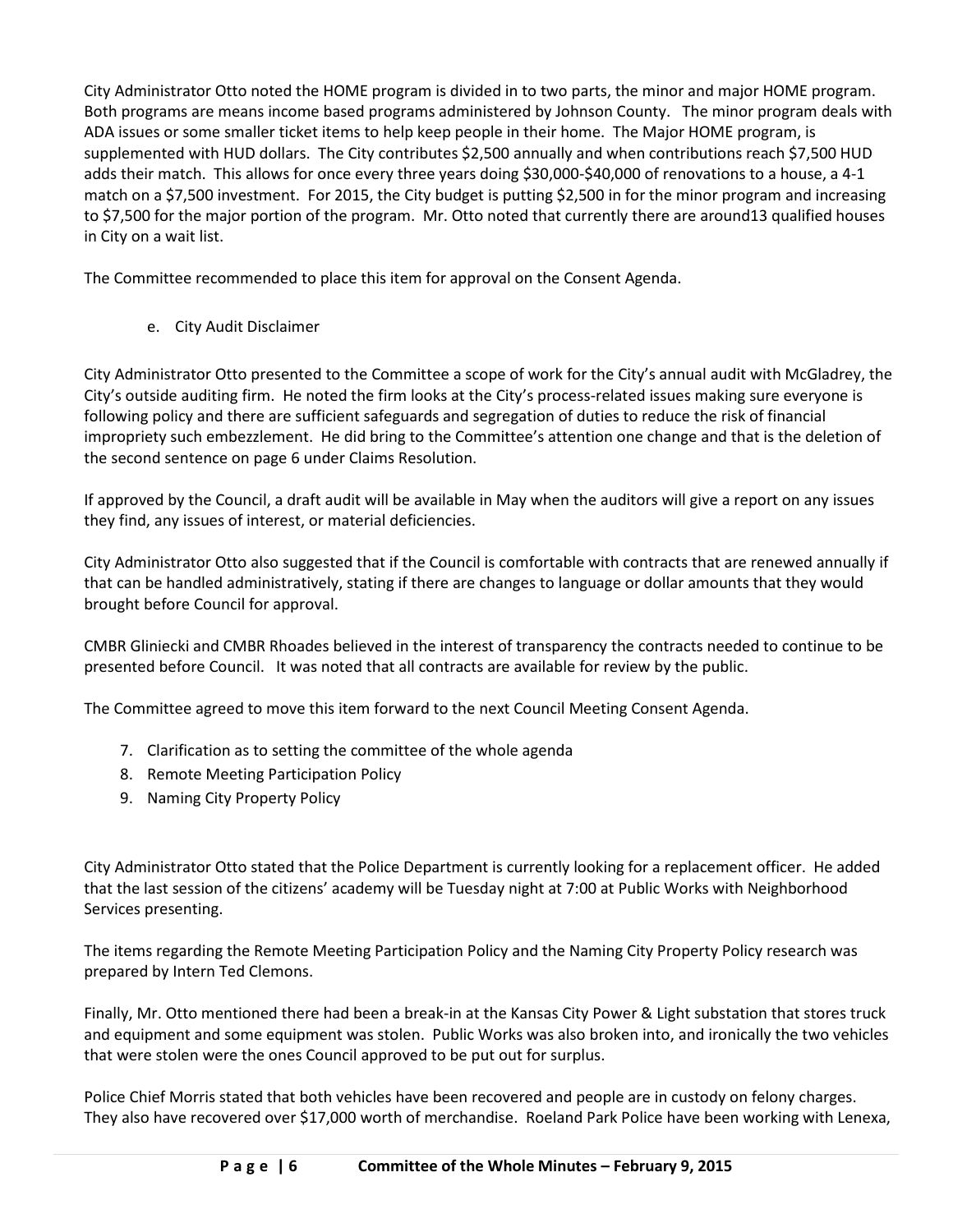City Administrator Otto noted the HOME program is divided in to two parts, the minor and major HOME program. Both programs are means income based programs administered by Johnson County. The minor program deals with ADA issues or some smaller ticket items to help keep people in their home. The Major HOME program, is supplemented with HUD dollars. The City contributes $2,500 annually and when contributions reach $7,500 HUD adds their match. This allows for once every three years doing $30,000-$40,000 of renovations to a house, a 4-1 match on a $7,500 investment. For 2015, the City budget is putting $2,500 in for the minor program and increasing to $7,500 for the major portion of the program. Mr. Otto noted that currently there are around13 qualified houses in City on a wait list.

The Committee recommended to place this item for approval on the Consent Agenda.

e. City Audit Disclaimer

City Administrator Otto presented to the Committee a scope of work for the City's annual audit with McGladrey, the City's outside auditing firm. He noted the firm looks at the City's process-related issues making sure everyone is following policy and there are sufficient safeguards and segregation of duties to reduce the risk of financial impropriety such embezzlement. He did bring to the Committee's attention one change and that is the deletion of the second sentence on page 6 under Claims Resolution.

If approved by the Council, a draft audit will be available in May when the auditors will give a report on any issues they find, any issues of interest, or material deficiencies.

City Administrator Otto also suggested that if the Council is comfortable with contracts that are renewed annually if that can be handled administratively, stating if there are changes to language or dollar amounts that they would brought before Council for approval.

CMBR Gliniecki and CMBR Rhoades believed in the interest of transparency the contracts needed to continue to be presented before Council. It was noted that all contracts are available for review by the public.

The Committee agreed to move this item forward to the next Council Meeting Consent Agenda.

7. Clarification as to setting the committee of the whole agenda
8. Remote Meeting Participation Policy
9. Naming City Property Policy

City Administrator Otto stated that the Police Department is currently looking for a replacement officer. He added that the last session of the citizens' academy will be Tuesday night at 7:00 at Public Works with Neighborhood Services presenting.

The items regarding the Remote Meeting Participation Policy and the Naming City Property Policy research was prepared by Intern Ted Clemons.

Finally, Mr. Otto mentioned there had been a break-in at the Kansas City Power & Light substation that stores truck and equipment and some equipment was stolen. Public Works was also broken into, and ironically the two vehicles that were stolen were the ones Council approved to be put out for surplus.

Police Chief Morris stated that both vehicles have been recovered and people are in custody on felony charges. They also have recovered over $17,000 worth of merchandise. Roeland Park Police have been working with Lenexa,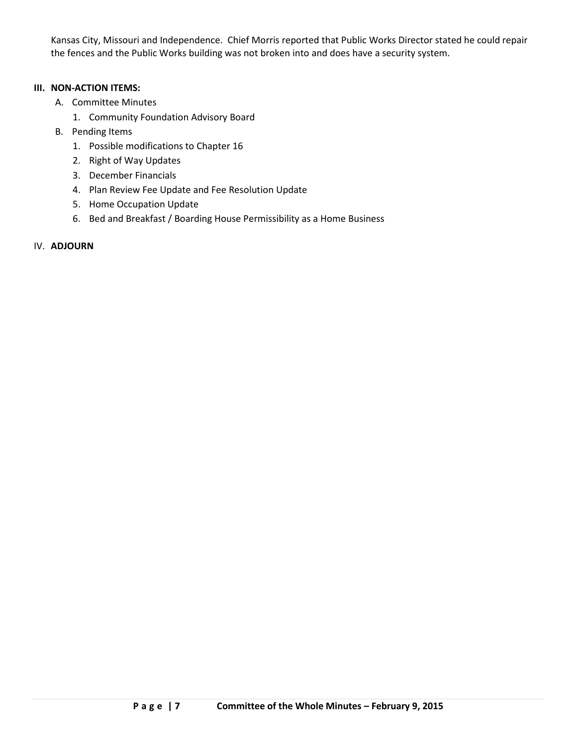Kansas City, Missouri and Independence. Chief Morris reported that Public Works Director stated he could repair the fences and the Public Works building was not broken into and does have a security system.

## III. NON-ACTION ITEMS:

A. Committee Minutes
   1. Community Foundation Advisory Board

B. Pending Items
   1. Possible modifications to Chapter 16
   2. Right of Way Updates
   3. December Financials
   4. Plan Review Fee Update and Fee Resolution Update
   5. Home Occupation Update
   6. Bed and Breakfast / Boarding House Permissibility as a Home Business

## IV. ADJOURN